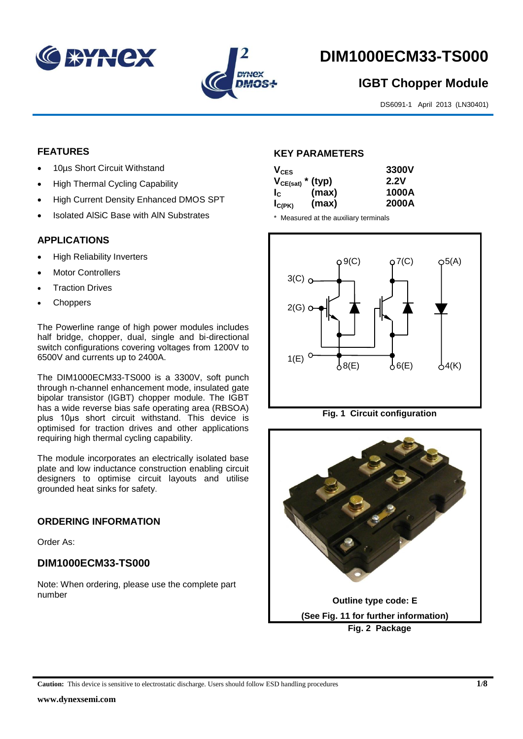# DIM1000ECM33-TS000

## IGBT Chopper Module

DS6091-1 April 2013 (LN30401)

### FEATURES

- 10µs Short Circuit Withstand
- High Thermal Cycling Capability
- High Current Density Enhanced DMOS SPT
- Isolated AlSiC Base with AlN Substrates

### APPLICATIONS

- High Reliability Inverters
- Motor Controllers
- Traction Drives
- Choppers

The Powerline range of high power modules includes half bridge, chopper, dual, single and bi-directional switch configurations covering voltages from 1200V to 6500V and currents up to 2400A.

The DIM1000ECM33-TS000 is a 3300V, soft punch through n-channel enhancement mode, insulated gate bipolar transistor (IGBT) chopper module. The IGBT has a wide reverse bias safe operating area (RBSOA) plus 10µs short circuit withstand. This device is optimised for traction drives and other applications requiring high thermal cycling capability.

The module incorporates an electrically isolated base plate and low inductance construction enabling circuit designers to optimise circuit layouts and utilise grounded heat sinks for safety.

### ORDERING INFORMATION

Order As:

### DIM1000ECM33-TS000

Note: When ordering, please use the complete part number

### KEY PARAMETERS

| | | |
|---|---|---|
| $V_{CES}$ | | 3300V |
| $V_{CE(sat)}$ * | (typ) | 2.2V |
| $I_C$ | (max) | 1000A |
| $I_{C(PK)}$ | (max) | 2000A |

\* Measured at the auxiliary terminals

Fig. 1 Circuit configuration

Outline type code: E

(See Fig. 11 for further information)

Fig. 2 Package

**Caution:** This device is sensitive to electrostatic discharge. Users should follow ESD handling procedures

www.dynexsemi.com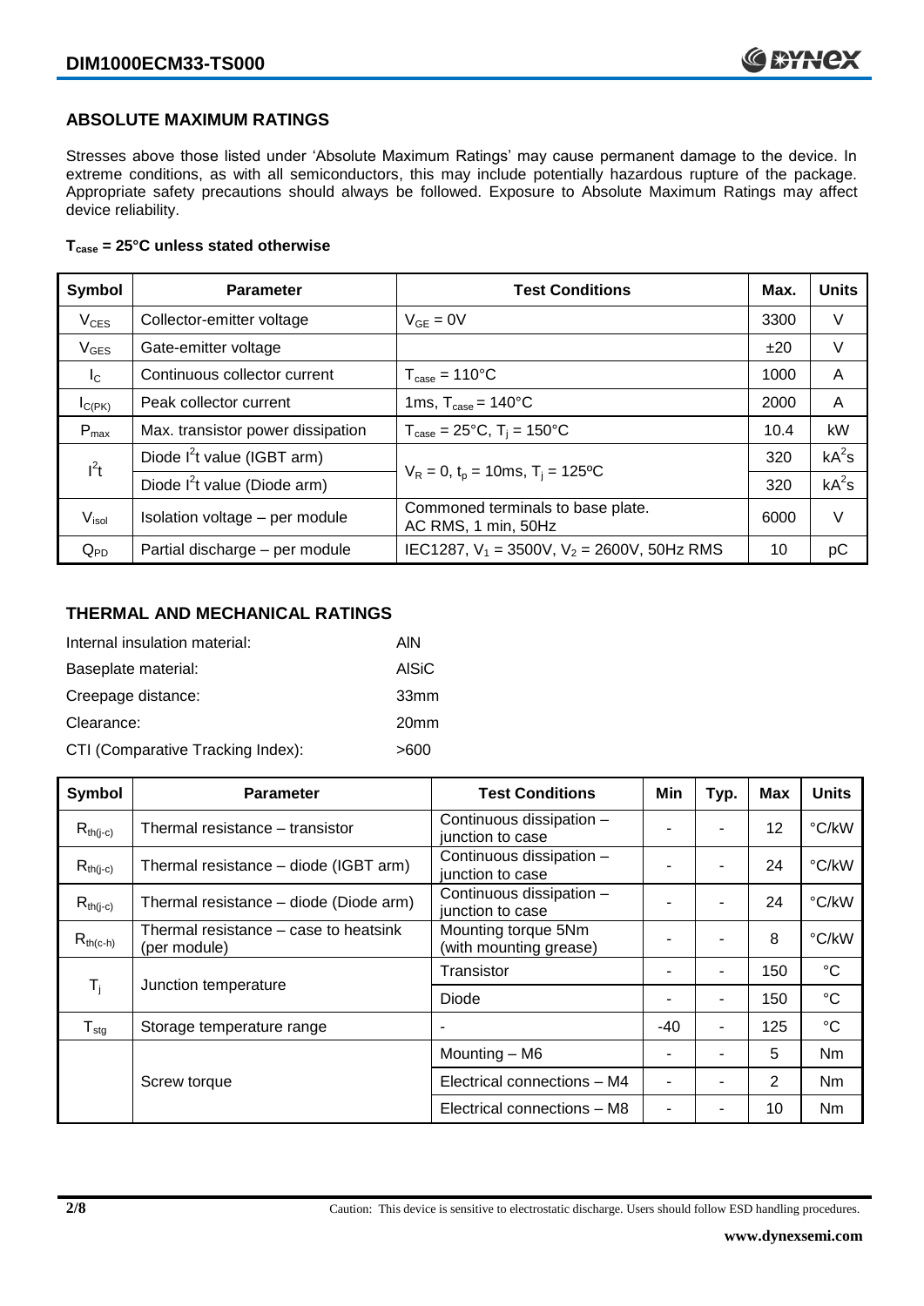## ABSOLUTE MAXIMUM RATINGS

Stresses above those listed under 'Absolute Maximum Ratings' may cause permanent damage to the device. In extreme conditions, as with all semiconductors, this may include potentially hazardous rupture of the package. Appropriate safety precautions should always be followed. Exposure to Absolute Maximum Ratings may affect device reliability.

**$T_{case}$ = 25°C unless stated otherwise**

| Symbol | Parameter | Test Conditions | Max. | Units |
|---|---|---|---|---|
| $V_{CES}$ | Collector-emitter voltage | $V_{GE}$ = 0V | 3300 | V |
| $V_{GES}$ | Gate-emitter voltage | | ±20 | V |
| $I_C$ | Continuous collector current | $T_{case}$ = 110°C | 1000 | A |
| $I_{C(PK)}$ | Peak collector current | 1ms, $T_{case}$ = 140°C | 2000 | A |
| $P_{max}$ | Max. transistor power dissipation | $T_{case}$ = 25°C, $T_j$ = 150°C | 10.4 | kW |
| $I^2t$ | Diode $I^2t$ value (IGBT arm) | $V_R$ = 0, $t_p$ = 10ms, $T_j$ = 125ºC | 320 | $kA^2s$ |
| | Diode $I^2t$ value (Diode arm) | | 320 | $kA^2s$ |
| $V_{isol}$ | Isolation voltage – per module | Commoned terminals to base plate. AC RMS, 1 min, 50Hz | 6000 | V |
| $Q_{PD}$ | Partial discharge – per module | IEC1287, $V_1$ = 3500V, $V_2$ = 2600V, 50Hz RMS | 10 | pC |

## THERMAL AND MECHANICAL RATINGS

Internal insulation material: AlN

Baseplate material: AlSiC

Creepage distance: 33mm

Clearance: 20mm

CTI (Comparative Tracking Index): >600

| Symbol | Parameter | Test Conditions | Min | Typ. | Max | Units |
|---|---|---|---|---|---|---|
| $R_{th(j-c)}$ | Thermal resistance – transistor | Continuous dissipation – junction to case | - | - | 12 | °C/kW |
| $R_{th(j-c)}$ | Thermal resistance – diode (IGBT arm) | Continuous dissipation – junction to case | - | - | 24 | °C/kW |
| $R_{th(j-c)}$ | Thermal resistance – diode (Diode arm) | Continuous dissipation – junction to case | - | - | 24 | °C/kW |
| $R_{th(c-h)}$ | Thermal resistance – case to heatsink (per module) | Mounting torque 5Nm (with mounting grease) | - | - | 8 | °C/kW |
| $T_j$ | Junction temperature | Transistor | - | - | 150 | °C |
| | | Diode | - | - | 150 | °C |
| $T_{stg}$ | Storage temperature range | - | -40 | - | 125 | °C |
| | Screw torque | Mounting – M6 | - | - | 5 | Nm |
| | | Electrical connections – M4 | - | - | 2 | Nm |
| | | Electrical connections – M8 | - | - | 10 | Nm |

Caution: This device is sensitive to electrostatic discharge. Users should follow ESD handling procedures.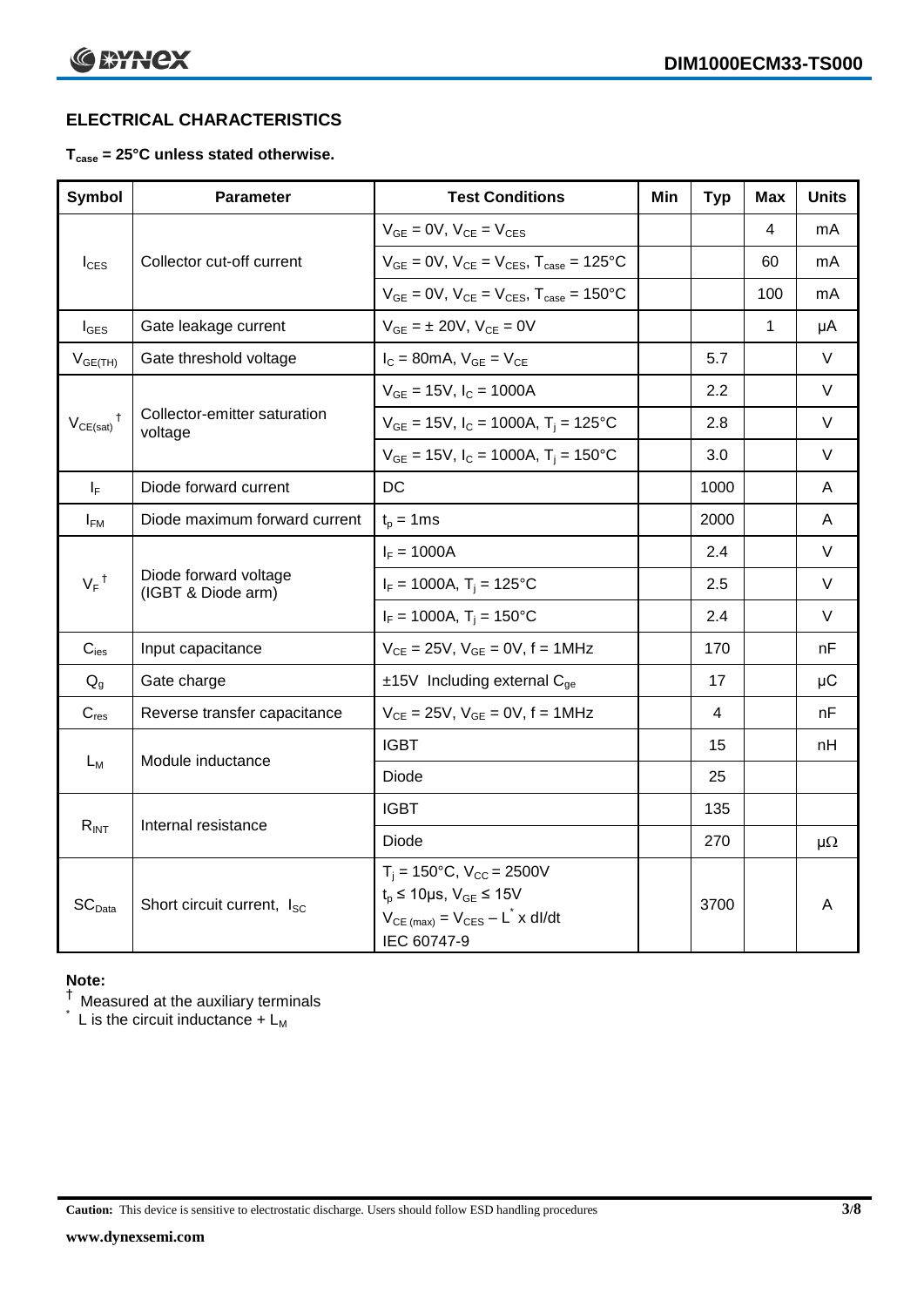## ELECTRICAL CHARACTERISTICS

**$T_{case}$ = 25°C unless stated otherwise.**

| Symbol | Parameter | Test Conditions | Min | Typ | Max | Units |
|---|---|---|---|---|---|---|
| $I_{CES}$ | Collector cut-off current | $V_{GE}$ = 0V, $V_{CE}$ = $V_{CES}$ | | | 4 | mA |
| | | $V_{GE}$ = 0V, $V_{CE}$ = $V_{CES}$, $T_{case}$ = 125°C | | | 60 | mA |
| | | $V_{GE}$ = 0V, $V_{CE}$ = $V_{CES}$, $T_{case}$ = 150°C | | | 100 | mA |
| $I_{GES}$ | Gate leakage current | $V_{GE}$ = ± 20V, $V_{CE}$ = 0V | | | 1 | μA |
| $V_{GE(TH)}$ | Gate threshold voltage | $I_C$ = 80mA, $V_{GE}$ = $V_{CE}$ | | 5.7 | | V |
| $V_{CE(sat)}$ † | Collector-emitter saturation voltage | $V_{GE}$ = 15V, $I_C$ = 1000A | | 2.2 | | V |
| | | $V_{GE}$ = 15V, $I_C$ = 1000A, $T_j$ = 125°C | | 2.8 | | V |
| | | $V_{GE}$ = 15V, $I_C$ = 1000A, $T_j$ = 150°C | | 3.0 | | V |
| $I_F$ | Diode forward current | DC | | 1000 | | A |
| $I_{FM}$ | Diode maximum forward current | $t_p$ = 1ms | | 2000 | | A |
| $V_F$ † | Diode forward voltage (IGBT & Diode arm) | $I_F$ = 1000A | | 2.4 | | V |
| | | $I_F$ = 1000A, $T_j$ = 125°C | | 2.5 | | V |
| | | $I_F$ = 1000A, $T_j$ = 150°C | | 2.4 | | V |
| $C_{ies}$ | Input capacitance | $V_{CE}$ = 25V, $V_{GE}$ = 0V, f = 1MHz | | 170 | | nF |
| $Q_g$ | Gate charge | ±15V Including external $C_{ge}$ | | 17 | | μC |
| $C_{res}$ | Reverse transfer capacitance | $V_{CE}$ = 25V, $V_{GE}$ = 0V, f = 1MHz | | 4 | | nF |
| $L_M$ | Module inductance | IGBT | | 15 | | nH |
| | | Diode | | 25 | | |
| $R_{INT}$ | Internal resistance | IGBT | | 135 | | |
| | | Diode | | 270 | | μΩ |
| $SC_{Data}$ | Short circuit current, $I_{SC}$ | $T_j$ = 150°C, $V_{CC}$ = 2500V<br>$t_p$ ≤ 10μs, $V_{GE}$ ≤ 15V<br>$V_{CE\,(max)}$ = $V_{CES}$ – $L^*$ x dI/dt<br>IEC 60747-9 | | 3700 | | A |

**Note:**

† Measured at the auxiliary terminals

\* L is the circuit inductance + $L_M$

**Caution:** This device is sensitive to electrostatic discharge. Users should follow ESD handling procedures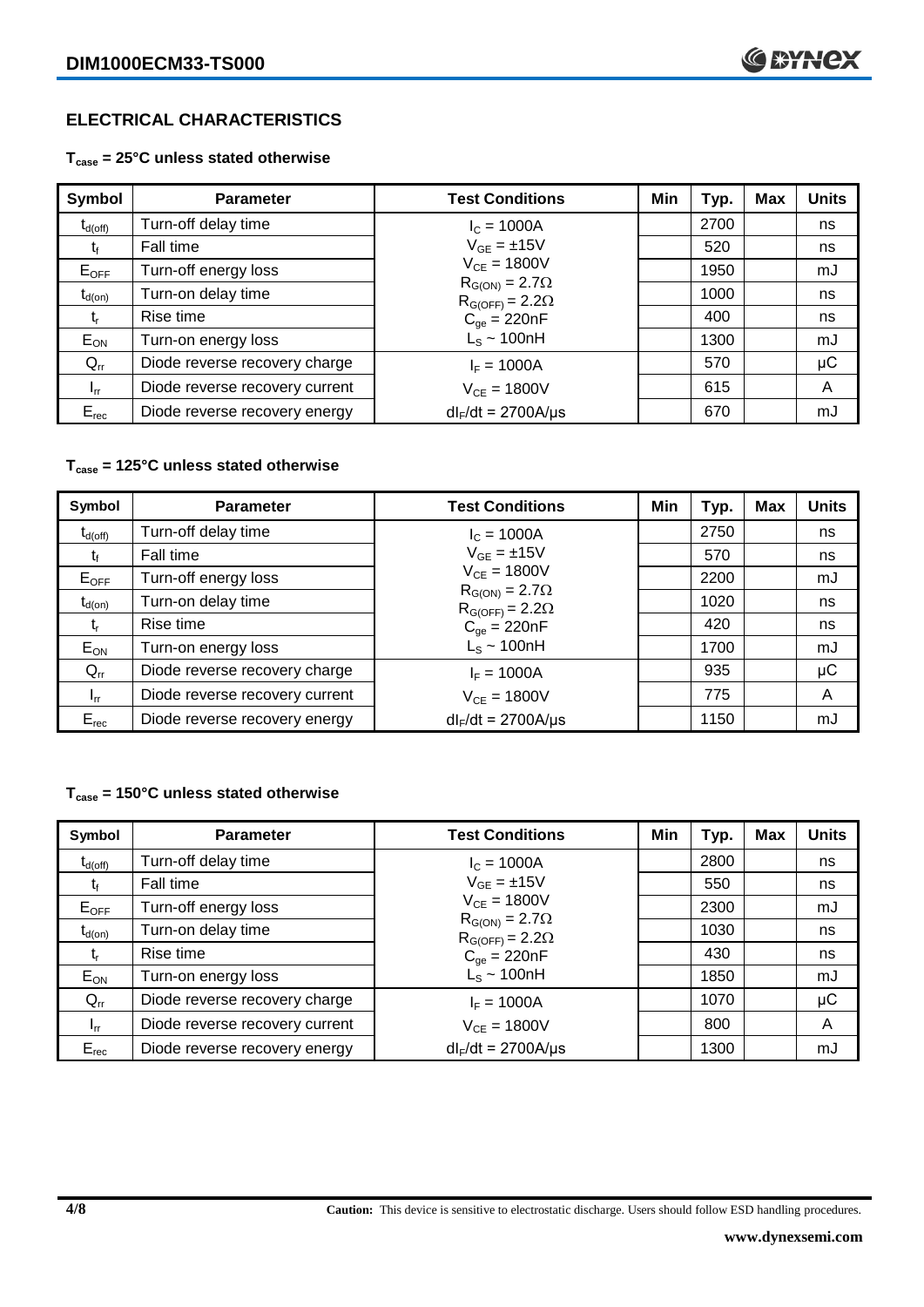## ELECTRICAL CHARACTERISTICS

### $T_{case}$ = 25°C unless stated otherwise

| Symbol | Parameter | Test Conditions | Min | Typ. | Max | Units |
|---|---|---|---|---|---|---|
| $t_{d(off)}$ | Turn-off delay time | $I_C$ = 1000A | | 2700 | | ns |
| $t_f$ | Fall time | $V_{GE}$ = ±15V | | 520 | | ns |
| $E_{OFF}$ | Turn-off energy loss | $V_{CE}$ = 1800V | | 1950 | | mJ |
| $t_{d(on)}$ | Turn-on delay time | $R_{G(ON)}$ = 2.7Ω, $R_{G(OFF)}$ = 2.2Ω | | 1000 | | ns |
| $t_r$ | Rise time | $C_{ge}$ = 220nF | | 400 | | ns |
| $E_{ON}$ | Turn-on energy loss | $L_S$ ~ 100nH | | 1300 | | mJ |
| $Q_{rr}$ | Diode reverse recovery charge | $I_F$ = 1000A | | 570 | | µC |
| $I_{rr}$ | Diode reverse recovery current | $V_{CE}$ = 1800V | | 615 | | A |
| $E_{rec}$ | Diode reverse recovery energy | $dI_F/dt$ = 2700A/µs | | 670 | | mJ |

### $T_{case}$ = 125°C unless stated otherwise

| Symbol | Parameter | Test Conditions | Min | Typ. | Max | Units |
|---|---|---|---|---|---|---|
| $t_{d(off)}$ | Turn-off delay time | $I_C$ = 1000A | | 2750 | | ns |
| $t_f$ | Fall time | $V_{GE}$ = ±15V | | 570 | | ns |
| $E_{OFF}$ | Turn-off energy loss | $V_{CE}$ = 1800V | | 2200 | | mJ |
| $t_{d(on)}$ | Turn-on delay time | $R_{G(ON)}$ = 2.7Ω, $R_{G(OFF)}$ = 2.2Ω | | 1020 | | ns |
| $t_r$ | Rise time | $C_{ge}$ = 220nF | | 420 | | ns |
| $E_{ON}$ | Turn-on energy loss | $L_S$ ~ 100nH | | 1700 | | mJ |
| $Q_{rr}$ | Diode reverse recovery charge | $I_F$ = 1000A | | 935 | | µC |
| $I_{rr}$ | Diode reverse recovery current | $V_{CE}$ = 1800V | | 775 | | A |
| $E_{rec}$ | Diode reverse recovery energy | $dI_F/dt$ = 2700A/µs | | 1150 | | mJ |

### $T_{case}$ = 150°C unless stated otherwise

| Symbol | Parameter | Test Conditions | Min | Typ. | Max | Units |
|---|---|---|---|---|---|---|
| $t_{d(off)}$ | Turn-off delay time | $I_C$ = 1000A | | 2800 | | ns |
| $t_f$ | Fall time | $V_{GE}$ = ±15V | | 550 | | ns |
| $E_{OFF}$ | Turn-off energy loss | $V_{CE}$ = 1800V | | 2300 | | mJ |
| $t_{d(on)}$ | Turn-on delay time | $R_{G(ON)}$ = 2.7Ω, $R_{G(OFF)}$ = 2.2Ω | | 1030 | | ns |
| $t_r$ | Rise time | $C_{ge}$ = 220nF | | 430 | | ns |
| $E_{ON}$ | Turn-on energy loss | $L_S$ ~ 100nH | | 1850 | | mJ |
| $Q_{rr}$ | Diode reverse recovery charge | $I_F$ = 1000A | | 1070 | | µC |
| $I_{rr}$ | Diode reverse recovery current | $V_{CE}$ = 1800V | | 800 | | A |
| $E_{rec}$ | Diode reverse recovery energy | $dI_F/dt$ = 2700A/µs | | 1300 | | mJ |

**Caution:** This device is sensitive to electrostatic discharge. Users should follow ESD handling procedures.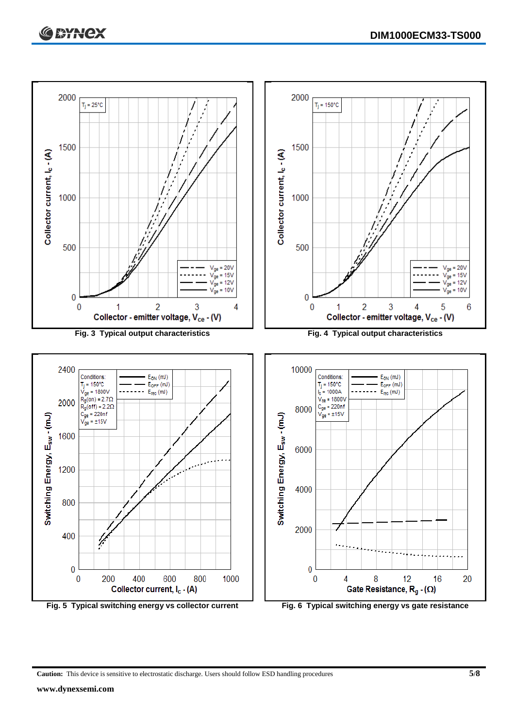Fig. 3 Typical output characteristics

Fig. 4 Typical output characteristics

Fig. 5 Typical switching energy vs collector current

Fig. 6 Typical switching energy vs gate resistance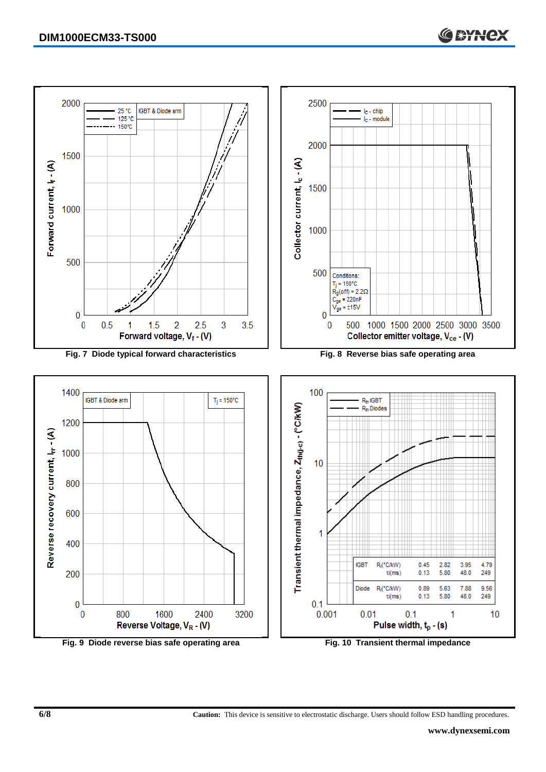Fig. 7 Diode typical forward characteristics

Fig. 8 Reverse bias safe operating area

Fig. 9 Diode reverse bias safe operating area

| | | | | | |
|---|---|---|---|---|---|
| IGBT | $R_i$(°C/kW) | 0.45 | 2.82 | 3.95 | 4.79 |
| | $\tau_i$(ms) | 0.13 | 5.80 | 48.0 | 249 |
| Diode | $R_i$(°C/kW) | 0.89 | 5.63 | 7.88 | 9.56 |
| | $\tau_i$(ms) | 0.13 | 5.80 | 48.0 | 249 |

Fig. 10 Transient thermal impedance

**Caution:** This device is sensitive to electrostatic discharge. Users should follow ESD handling procedures.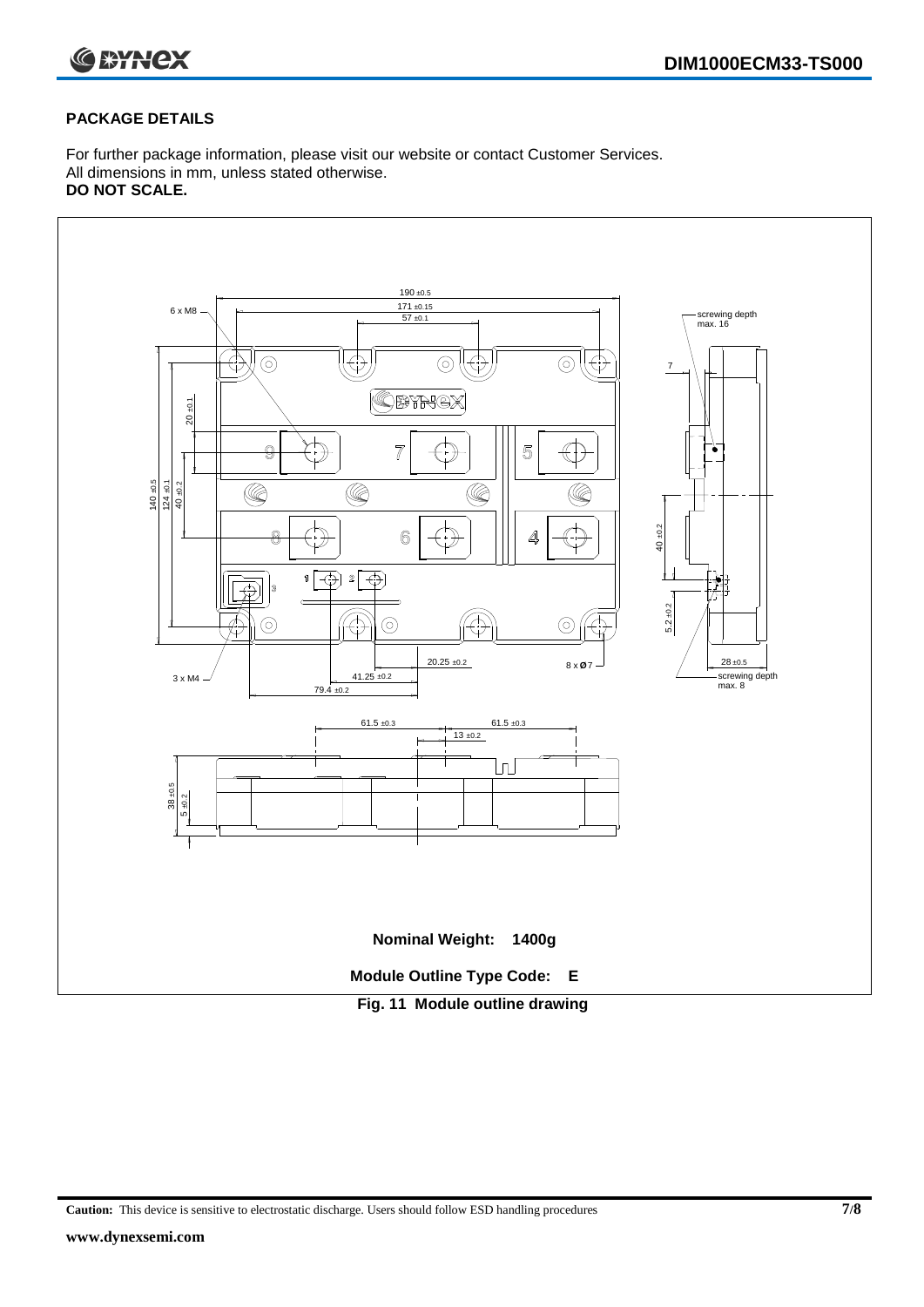## PACKAGE DETAILS

For further package information, please visit our website or contact Customer Services.
All dimensions in mm, unless stated otherwise.
**DO NOT SCALE.**

**Nominal Weight: 1400g**

**Module Outline Type Code: E**

**Fig. 11 Module outline drawing**

**Caution:** This device is sensitive to electrostatic discharge. Users should follow ESD handling procedures

**www.dynexsemi.com**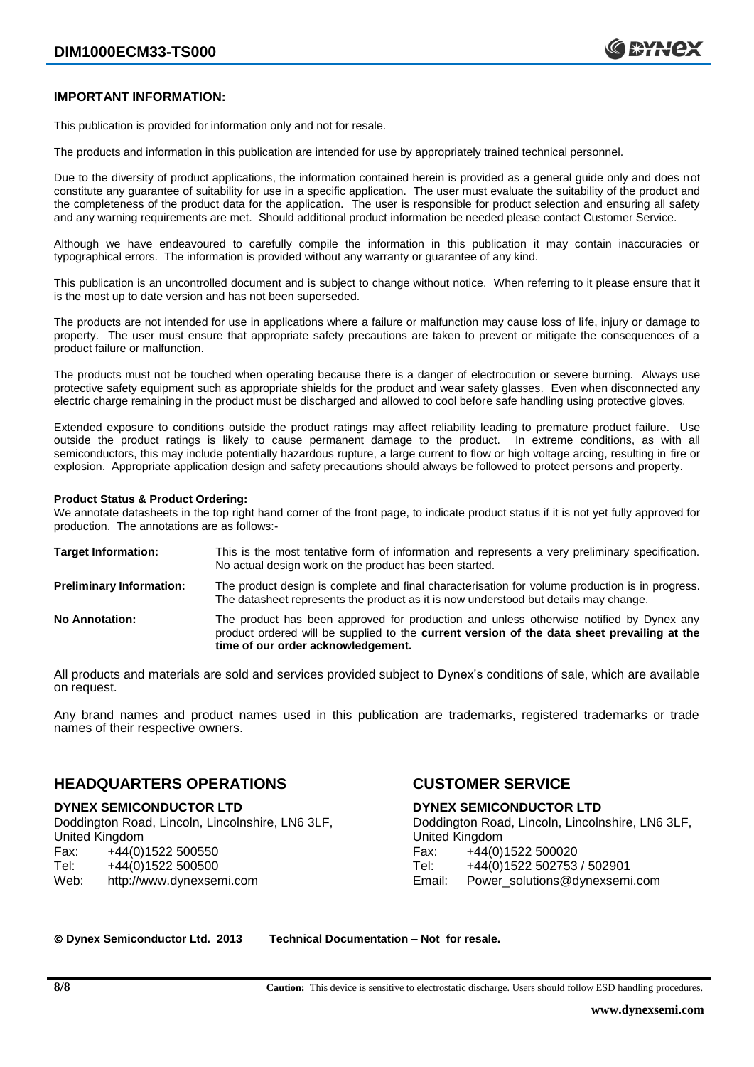**IMPORTANT INFORMATION:**

This publication is provided for information only and not for resale.

The products and information in this publication are intended for use by appropriately trained technical personnel.

Due to the diversity of product applications, the information contained herein is provided as a general guide only and does not constitute any guarantee of suitability for use in a specific application. The user must evaluate the suitability of the product and the completeness of the product data for the application. The user is responsible for product selection and ensuring all safety and any warning requirements are met. Should additional product information be needed please contact Customer Service.

Although we have endeavoured to carefully compile the information in this publication it may contain inaccuracies or typographical errors. The information is provided without any warranty or guarantee of any kind.

This publication is an uncontrolled document and is subject to change without notice. When referring to it please ensure that it is the most up to date version and has not been superseded.

The products are not intended for use in applications where a failure or malfunction may cause loss of life, injury or damage to property. The user must ensure that appropriate safety precautions are taken to prevent or mitigate the consequences of a product failure or malfunction.

The products must not be touched when operating because there is a danger of electrocution or severe burning. Always use protective safety equipment such as appropriate shields for the product and wear safety glasses. Even when disconnected any electric charge remaining in the product must be discharged and allowed to cool before safe handling using protective gloves.

Extended exposure to conditions outside the product ratings may affect reliability leading to premature product failure. Use outside the product ratings is likely to cause permanent damage to the product. In extreme conditions, as with all semiconductors, this may include potentially hazardous rupture, a large current to flow or high voltage arcing, resulting in fire or explosion. Appropriate application design and safety precautions should always be followed to protect persons and property.

**Product Status & Product Ordering:**

We annotate datasheets in the top right hand corner of the front page, to indicate product status if it is not yet fully approved for production. The annotations are as follows:-

| | |
|---|---|
| **Target Information:** | This is the most tentative form of information and represents a very preliminary specification. No actual design work on the product has been started. |
| **Preliminary Information:** | The product design is complete and final characterisation for volume production is in progress. The datasheet represents the product as it is now understood but details may change. |
| **No Annotation:** | The product has been approved for production and unless otherwise notified by Dynex any product ordered will be supplied to the **current version of the data sheet prevailing at the time of our order acknowledgement.** |

All products and materials are sold and services provided subject to Dynex's conditions of sale, which are available on request.

Any brand names and product names used in this publication are trademarks, registered trademarks or trade names of their respective owners.

## HEADQUARTERS OPERATIONS

**DYNEX SEMICONDUCTOR LTD**
Doddington Road, Lincoln, Lincolnshire, LN6 3LF,
United Kingdom
Fax: +44(0)1522 500550
Tel: +44(0)1522 500500
Web: http://www.dynexsemi.com

## CUSTOMER SERVICE

**DYNEX SEMICONDUCTOR LTD**
Doddington Road, Lincoln, Lincolnshire, LN6 3LF,
United Kingdom
Fax: +44(0)1522 500020
Tel: +44(0)1522 502753 / 502901
Email: Power_solutions@dynexsemi.com

**© Dynex Semiconductor Ltd. 2013 Technical Documentation – Not for resale.**

**Caution:** This device is sensitive to electrostatic discharge. Users should follow ESD handling procedures.